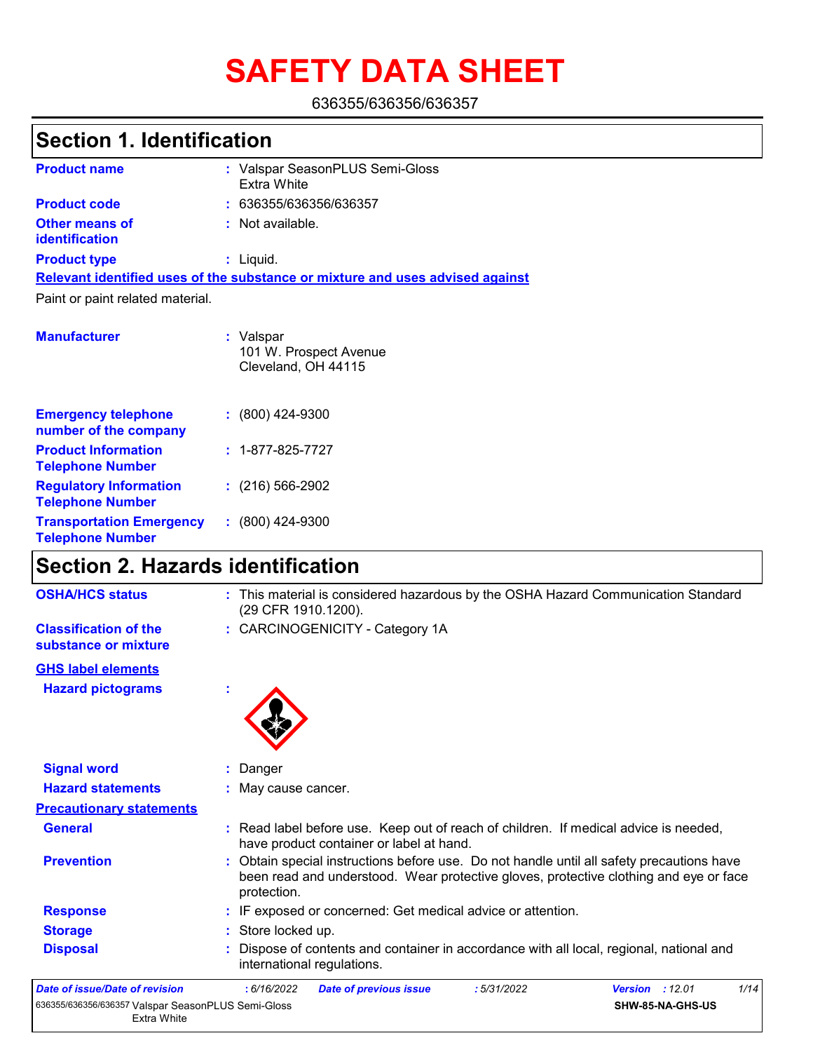# SAFETY DATA SHEET

636355/636356/636357

## Section 1. Identification

**Product name** : Valspar SeasonPLUS Semi-Gloss Extra White

**Product code** : 636355/636356/636357

**Other means of identification** : Not available.

**Product type** : Liquid.

**Relevant identified uses of the substance or mixture and uses advised against**

Paint or paint related material.

**Manufacturer** : Valspar
101 W. Prospect Avenue
Cleveland, OH 44115

**Emergency telephone number of the company** : (800) 424-9300

**Product Information Telephone Number** : 1-877-825-7727

**Regulatory Information Telephone Number** : (216) 566-2902

**Transportation Emergency Telephone Number** : (800) 424-9300

## Section 2. Hazards identification

**OSHA/HCS status** : This material is considered hazardous by the OSHA Hazard Communication Standard (29 CFR 1910.1200).

**Classification of the substance or mixture** : CARCINOGENICITY - Category 1A

**GHS label elements**

**Hazard pictograms** :

**Signal word** : Danger

**Hazard statements** : May cause cancer.

**Precautionary statements**

**General** : Read label before use. Keep out of reach of children. If medical advice is needed, have product container or label at hand.

**Prevention** : Obtain special instructions before use. Do not handle until all safety precautions have been read and understood. Wear protective gloves, protective clothing and eye or face protection.

**Response** : IF exposed or concerned: Get medical advice or attention.

**Storage** : Store locked up.

**Disposal** : Dispose of contents and container in accordance with all local, regional, national and international regulations.

| Date of issue/Date of revision | : 6/16/2022 | Date of previous issue | : 5/31/2022 | Version : 12.01 |
|---|---|---|---|---|

636355/636356/636357 Valspar SeasonPLUS Semi-Gloss Extra White — SHW-85-NA-GHS-US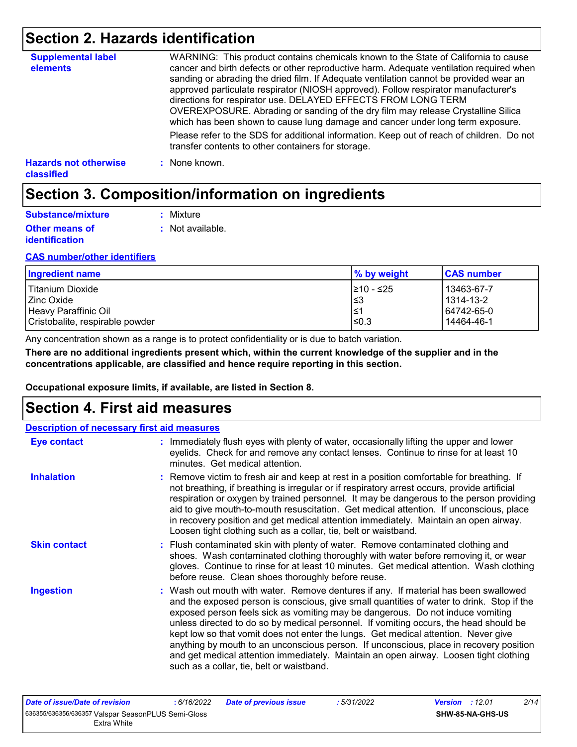## Section 2. Hazards identification

**Supplemental label elements**

WARNING: This product contains chemicals known to the State of California to cause cancer and birth defects or other reproductive harm. Adequate ventilation required when sanding or abrading the dried film. If Adequate ventilation cannot be provided wear an approved particulate respirator (NIOSH approved). Follow respirator manufacturer's directions for respirator use. DELAYED EFFECTS FROM LONG TERM OVEREXPOSURE. Abrading or sanding of the dry film may release Crystalline Silica which has been shown to cause lung damage and cancer under long term exposure.

Please refer to the SDS for additional information. Keep out of reach of children. Do not transfer contents to other containers for storage.

**Hazards not otherwise classified** : None known.

## Section 3. Composition/information on ingredients

**Substance/mixture** : Mixture

**Other means of identification** : Not available.

**CAS number/other identifiers**

| Ingredient name | % by weight | CAS number |
|---|---|---|
| Titanium Dioxide | ≥10 - ≤25 | 13463-67-7 |
| Zinc Oxide | ≤3 | 1314-13-2 |
| Heavy Paraffinic Oil | ≤1 | 64742-65-0 |
| Cristobalite, respirable powder | ≤0.3 | 14464-46-1 |

Any concentration shown as a range is to protect confidentiality or is due to batch variation.

**There are no additional ingredients present which, within the current knowledge of the supplier and in the concentrations applicable, are classified and hence require reporting in this section.**

**Occupational exposure limits, if available, are listed in Section 8.**

## Section 4. First aid measures

**Description of necessary first aid measures**

**Eye contact** : Immediately flush eyes with plenty of water, occasionally lifting the upper and lower eyelids. Check for and remove any contact lenses. Continue to rinse for at least 10 minutes. Get medical attention.

**Inhalation** : Remove victim to fresh air and keep at rest in a position comfortable for breathing. If not breathing, if breathing is irregular or if respiratory arrest occurs, provide artificial respiration or oxygen by trained personnel. It may be dangerous to the person providing aid to give mouth-to-mouth resuscitation. Get medical attention. If unconscious, place in recovery position and get medical attention immediately. Maintain an open airway. Loosen tight clothing such as a collar, tie, belt or waistband.

**Skin contact** : Flush contaminated skin with plenty of water. Remove contaminated clothing and shoes. Wash contaminated clothing thoroughly with water before removing it, or wear gloves. Continue to rinse for at least 10 minutes. Get medical attention. Wash clothing before reuse. Clean shoes thoroughly before reuse.

**Ingestion** : Wash out mouth with water. Remove dentures if any. If material has been swallowed and the exposed person is conscious, give small quantities of water to drink. Stop if the exposed person feels sick as vomiting may be dangerous. Do not induce vomiting unless directed to do so by medical personnel. If vomiting occurs, the head should be kept low so that vomit does not enter the lungs. Get medical attention. Never give anything by mouth to an unconscious person. If unconscious, place in recovery position and get medical attention immediately. Maintain an open airway. Loosen tight clothing such as a collar, tie, belt or waistband.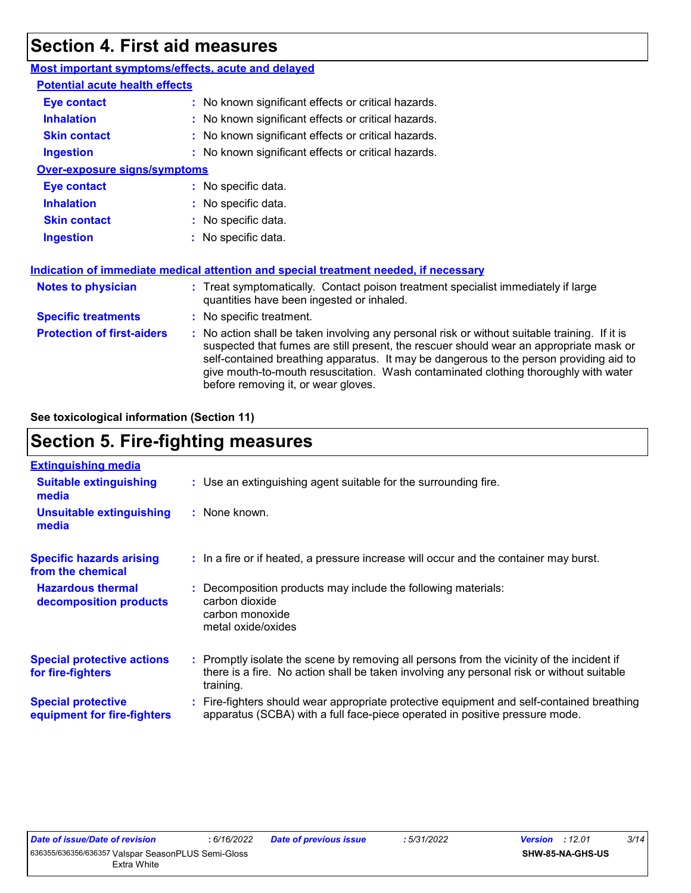# Section 4. First aid measures

**Most important symptoms/effects, acute and delayed**

**Potential acute health effects**

| | |
|---|---|
| **Eye contact** | : No known significant effects or critical hazards. |
| **Inhalation** | : No known significant effects or critical hazards. |
| **Skin contact** | : No known significant effects or critical hazards. |
| **Ingestion** | : No known significant effects or critical hazards. |

**Over-exposure signs/symptoms**

| | |
|---|---|
| **Eye contact** | : No specific data. |
| **Inhalation** | : No specific data. |
| **Skin contact** | : No specific data. |
| **Ingestion** | : No specific data. |

**Indication of immediate medical attention and special treatment needed, if necessary**

| | |
|---|---|
| **Notes to physician** | : Treat symptomatically. Contact poison treatment specialist immediately if large quantities have been ingested or inhaled. |
| **Specific treatments** | : No specific treatment. |
| **Protection of first-aiders** | : No action shall be taken involving any personal risk or without suitable training. If it is suspected that fumes are still present, the rescuer should wear an appropriate mask or self-contained breathing apparatus. It may be dangerous to the person providing aid to give mouth-to-mouth resuscitation. Wash contaminated clothing thoroughly with water before removing it, or wear gloves. |

**See toxicological information (Section 11)**

# Section 5. Fire-fighting measures

**Extinguishing media**

| | |
|---|---|
| **Suitable extinguishing media** | : Use an extinguishing agent suitable for the surrounding fire. |
| **Unsuitable extinguishing media** | : None known. |
| **Specific hazards arising from the chemical** | : In a fire or if heated, a pressure increase will occur and the container may burst. |
| **Hazardous thermal decomposition products** | : Decomposition products may include the following materials: carbon dioxide, carbon monoxide, metal oxide/oxides |
| **Special protective actions for fire-fighters** | : Promptly isolate the scene by removing all persons from the vicinity of the incident if there is a fire. No action shall be taken involving any personal risk or without suitable training. |
| **Special protective equipment for fire-fighters** | : Fire-fighters should wear appropriate protective equipment and self-contained breathing apparatus (SCBA) with a full face-piece operated in positive pressure mode. |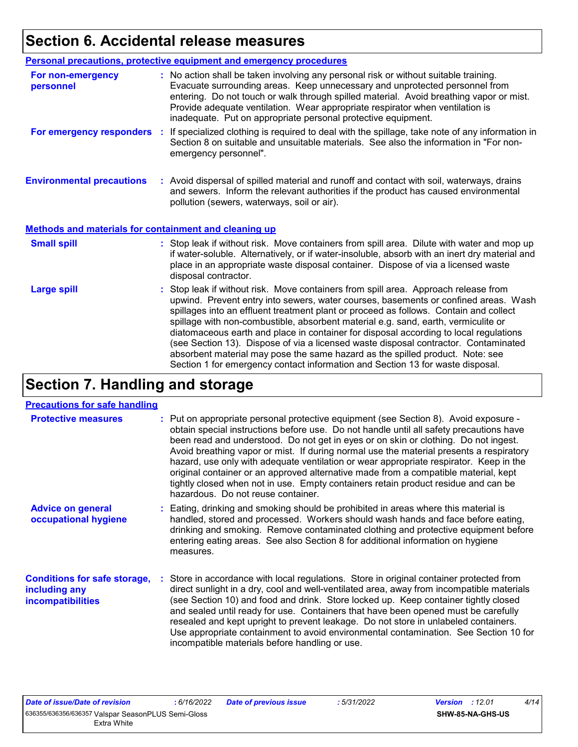# Section 6. Accidental release measures

## Personal precautions, protective equipment and emergency procedures

**For non-emergency personnel** : No action shall be taken involving any personal risk or without suitable training. Evacuate surrounding areas. Keep unnecessary and unprotected personnel from entering. Do not touch or walk through spilled material. Avoid breathing vapor or mist. Provide adequate ventilation. Wear appropriate respirator when ventilation is inadequate. Put on appropriate personal protective equipment.

**For emergency responders** : If specialized clothing is required to deal with the spillage, take note of any information in Section 8 on suitable and unsuitable materials. See also the information in "For non-emergency personnel".

**Environmental precautions** : Avoid dispersal of spilled material and runoff and contact with soil, waterways, drains and sewers. Inform the relevant authorities if the product has caused environmental pollution (sewers, waterways, soil or air).

## Methods and materials for containment and cleaning up

**Small spill** : Stop leak if without risk. Move containers from spill area. Dilute with water and mop up if water-soluble. Alternatively, or if water-insoluble, absorb with an inert dry material and place in an appropriate waste disposal container. Dispose of via a licensed waste disposal contractor.

**Large spill** : Stop leak if without risk. Move containers from spill area. Approach release from upwind. Prevent entry into sewers, water courses, basements or confined areas. Wash spillages into an effluent treatment plant or proceed as follows. Contain and collect spillage with non-combustible, absorbent material e.g. sand, earth, vermiculite or diatomaceous earth and place in container for disposal according to local regulations (see Section 13). Dispose of via a licensed waste disposal contractor. Contaminated absorbent material may pose the same hazard as the spilled product. Note: see Section 1 for emergency contact information and Section 13 for waste disposal.

# Section 7. Handling and storage

## Precautions for safe handling

**Protective measures** : Put on appropriate personal protective equipment (see Section 8). Avoid exposure - obtain special instructions before use. Do not handle until all safety precautions have been read and understood. Do not get in eyes or on skin or clothing. Do not ingest. Avoid breathing vapor or mist. If during normal use the material presents a respiratory hazard, use only with adequate ventilation or wear appropriate respirator. Keep in the original container or an approved alternative made from a compatible material, kept tightly closed when not in use. Empty containers retain product residue and can be hazardous. Do not reuse container.

**Advice on general occupational hygiene** : Eating, drinking and smoking should be prohibited in areas where this material is handled, stored and processed. Workers should wash hands and face before eating, drinking and smoking. Remove contaminated clothing and protective equipment before entering eating areas. See also Section 8 for additional information on hygiene measures.

**Conditions for safe storage, including any incompatibilities** : Store in accordance with local regulations. Store in original container protected from direct sunlight in a dry, cool and well-ventilated area, away from incompatible materials (see Section 10) and food and drink. Store locked up. Keep container tightly closed and sealed until ready for use. Containers that have been opened must be carefully resealed and kept upright to prevent leakage. Do not store in unlabeled containers. Use appropriate containment to avoid environmental contamination. See Section 10 for incompatible materials before handling or use.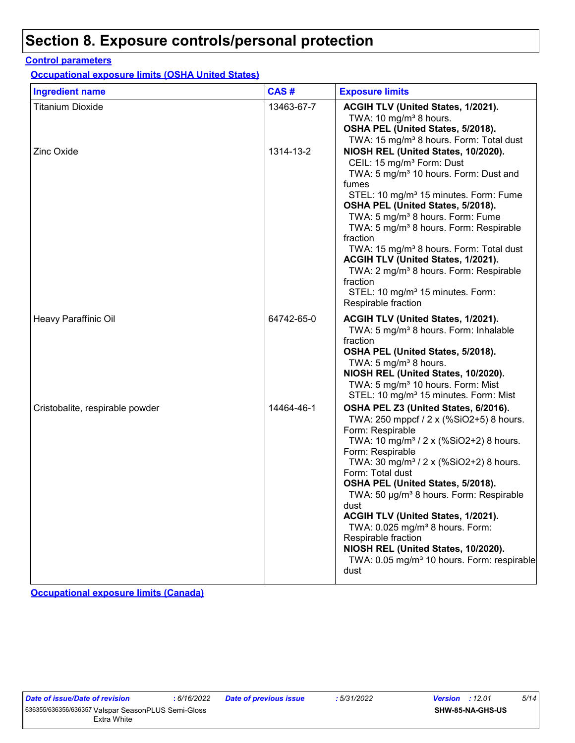# Section 8. Exposure controls/personal protection

## Control parameters

### Occupational exposure limits (OSHA United States)

| Ingredient name | CAS # | Exposure limits |
|---|---|---|
| Titanium Dioxide | 13463-67-7 | **ACGIH TLV (United States, 1/2021).**<br>TWA: 10 mg/m³ 8 hours.<br>**OSHA PEL (United States, 5/2018).**<br>TWA: 15 mg/m³ 8 hours. Form: Total dust |
| Zinc Oxide | 1314-13-2 | **NIOSH REL (United States, 10/2020).**<br>CEIL: 15 mg/m³ Form: Dust<br>TWA: 5 mg/m³ 10 hours. Form: Dust and fumes<br>STEL: 10 mg/m³ 15 minutes. Form: Fume<br>**OSHA PEL (United States, 5/2018).**<br>TWA: 5 mg/m³ 8 hours. Form: Fume<br>TWA: 5 mg/m³ 8 hours. Form: Respirable fraction<br>TWA: 15 mg/m³ 8 hours. Form: Total dust<br>**ACGIH TLV (United States, 1/2021).**<br>TWA: 2 mg/m³ 8 hours. Form: Respirable fraction<br>STEL: 10 mg/m³ 15 minutes. Form: Respirable fraction |
| Heavy Paraffinic Oil | 64742-65-0 | **ACGIH TLV (United States, 1/2021).**<br>TWA: 5 mg/m³ 8 hours. Form: Inhalable fraction<br>**OSHA PEL (United States, 5/2018).**<br>TWA: 5 mg/m³ 8 hours.<br>**NIOSH REL (United States, 10/2020).**<br>TWA: 5 mg/m³ 10 hours. Form: Mist<br>STEL: 10 mg/m³ 15 minutes. Form: Mist |
| Cristobalite, respirable powder | 14464-46-1 | **OSHA PEL Z3 (United States, 6/2016).**<br>TWA: 250 mppcf / 2 x (%SiO2+5) 8 hours. Form: Respirable<br>TWA: 10 mg/m³ / 2 x (%SiO2+2) 8 hours. Form: Respirable<br>TWA: 30 mg/m³ / 2 x (%SiO2+2) 8 hours. Form: Total dust<br>**OSHA PEL (United States, 5/2018).**<br>TWA: 50 µg/m³ 8 hours. Form: Respirable dust<br>**ACGIH TLV (United States, 1/2021).**<br>TWA: 0.025 mg/m³ 8 hours. Form: Respirable fraction<br>**NIOSH REL (United States, 10/2020).**<br>TWA: 0.05 mg/m³ 10 hours. Form: respirable dust |

### Occupational exposure limits (Canada)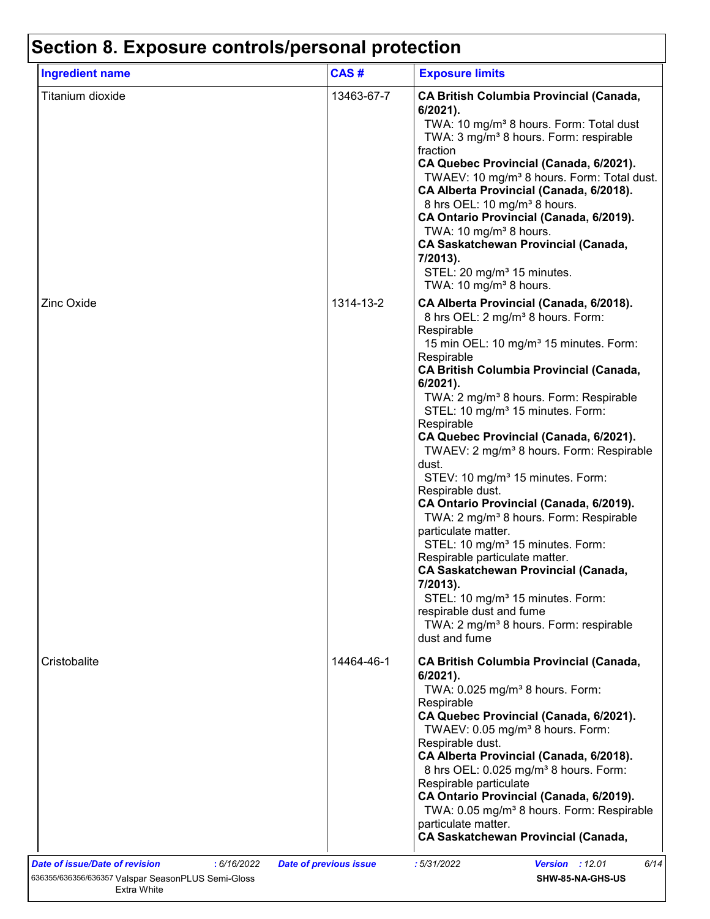# Section 8. Exposure controls/personal protection

| Ingredient name | CAS # | Exposure limits |
|---|---|---|
| Titanium dioxide | 13463-67-7 | **CA British Columbia Provincial (Canada, 6/2021).**<br>TWA: 10 mg/m³ 8 hours. Form: Total dust<br>TWA: 3 mg/m³ 8 hours. Form: respirable fraction<br>**CA Quebec Provincial (Canada, 6/2021).**<br>TWAEV: 10 mg/m³ 8 hours. Form: Total dust.<br>**CA Alberta Provincial (Canada, 6/2018).**<br>8 hrs OEL: 10 mg/m³ 8 hours.<br>**CA Ontario Provincial (Canada, 6/2019).**<br>TWA: 10 mg/m³ 8 hours.<br>**CA Saskatchewan Provincial (Canada, 7/2013).**<br>STEL: 20 mg/m³ 15 minutes.<br>TWA: 10 mg/m³ 8 hours. |
| Zinc Oxide | 1314-13-2 | **CA Alberta Provincial (Canada, 6/2018).**<br>8 hrs OEL: 2 mg/m³ 8 hours. Form: Respirable<br>15 min OEL: 10 mg/m³ 15 minutes. Form: Respirable<br>**CA British Columbia Provincial (Canada, 6/2021).**<br>TWA: 2 mg/m³ 8 hours. Form: Respirable<br>STEL: 10 mg/m³ 15 minutes. Form: Respirable<br>**CA Quebec Provincial (Canada, 6/2021).**<br>TWAEV: 2 mg/m³ 8 hours. Form: Respirable dust.<br>STEV: 10 mg/m³ 15 minutes. Form: Respirable dust.<br>**CA Ontario Provincial (Canada, 6/2019).**<br>TWA: 2 mg/m³ 8 hours. Form: Respirable particulate matter.<br>STEL: 10 mg/m³ 15 minutes. Form: Respirable particulate matter.<br>**CA Saskatchewan Provincial (Canada, 7/2013).**<br>STEL: 10 mg/m³ 15 minutes. Form: respirable dust and fume<br>TWA: 2 mg/m³ 8 hours. Form: respirable dust and fume |
| Cristobalite | 14464-46-1 | **CA British Columbia Provincial (Canada, 6/2021).**<br>TWA: 0.025 mg/m³ 8 hours. Form: Respirable<br>**CA Quebec Provincial (Canada, 6/2021).**<br>TWAEV: 0.05 mg/m³ 8 hours. Form: Respirable dust.<br>**CA Alberta Provincial (Canada, 6/2018).**<br>8 hrs OEL: 0.025 mg/m³ 8 hours. Form: Respirable particulate<br>**CA Ontario Provincial (Canada, 6/2019).**<br>TWA: 0.05 mg/m³ 8 hours. Form: Respirable particulate matter.<br>**CA Saskatchewan Provincial (Canada,** |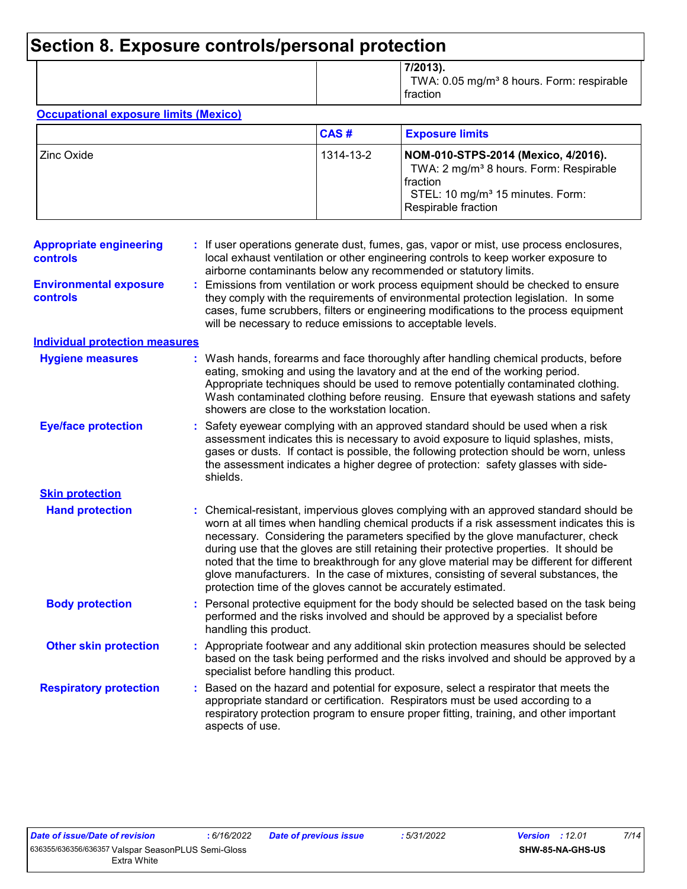# Section 8. Exposure controls/personal protection

| | | |
|---|---|---|
| | | **7/2013).**<br>TWA: 0.05 mg/m³ 8 hours. Form: respirable fraction |

**Occupational exposure limits (Mexico)**

| | CAS # | Exposure limits |
|---|---|---|
| Zinc Oxide | 1314-13-2 | **NOM-010-STPS-2014 (Mexico, 4/2016).**<br>TWA: 2 mg/m³ 8 hours. Form: Respirable fraction<br>STEL: 10 mg/m³ 15 minutes. Form: Respirable fraction |

**Appropriate engineering controls** : If user operations generate dust, fumes, gas, vapor or mist, use process enclosures, local exhaust ventilation or other engineering controls to keep worker exposure to airborne contaminants below any recommended or statutory limits.

**Environmental exposure controls** : Emissions from ventilation or work process equipment should be checked to ensure they comply with the requirements of environmental protection legislation. In some cases, fume scrubbers, filters or engineering modifications to the process equipment will be necessary to reduce emissions to acceptable levels.

**Individual protection measures**

**Hygiene measures** : Wash hands, forearms and face thoroughly after handling chemical products, before eating, smoking and using the lavatory and at the end of the working period. Appropriate techniques should be used to remove potentially contaminated clothing. Wash contaminated clothing before reusing. Ensure that eyewash stations and safety showers are close to the workstation location.

**Eye/face protection** : Safety eyewear complying with an approved standard should be used when a risk assessment indicates this is necessary to avoid exposure to liquid splashes, mists, gases or dusts. If contact is possible, the following protection should be worn, unless the assessment indicates a higher degree of protection: safety glasses with side-shields.

**Skin protection**

**Hand protection** : Chemical-resistant, impervious gloves complying with an approved standard should be worn at all times when handling chemical products if a risk assessment indicates this is necessary. Considering the parameters specified by the glove manufacturer, check during use that the gloves are still retaining their protective properties. It should be noted that the time to breakthrough for any glove material may be different for different glove manufacturers. In the case of mixtures, consisting of several substances, the protection time of the gloves cannot be accurately estimated.

**Body protection** : Personal protective equipment for the body should be selected based on the task being performed and the risks involved and should be approved by a specialist before handling this product.

**Other skin protection** : Appropriate footwear and any additional skin protection measures should be selected based on the task being performed and the risks involved and should be approved by a specialist before handling this product.

**Respiratory protection** : Based on the hazard and potential for exposure, select a respirator that meets the appropriate standard or certification. Respirators must be used according to a respiratory protection program to ensure proper fitting, training, and other important aspects of use.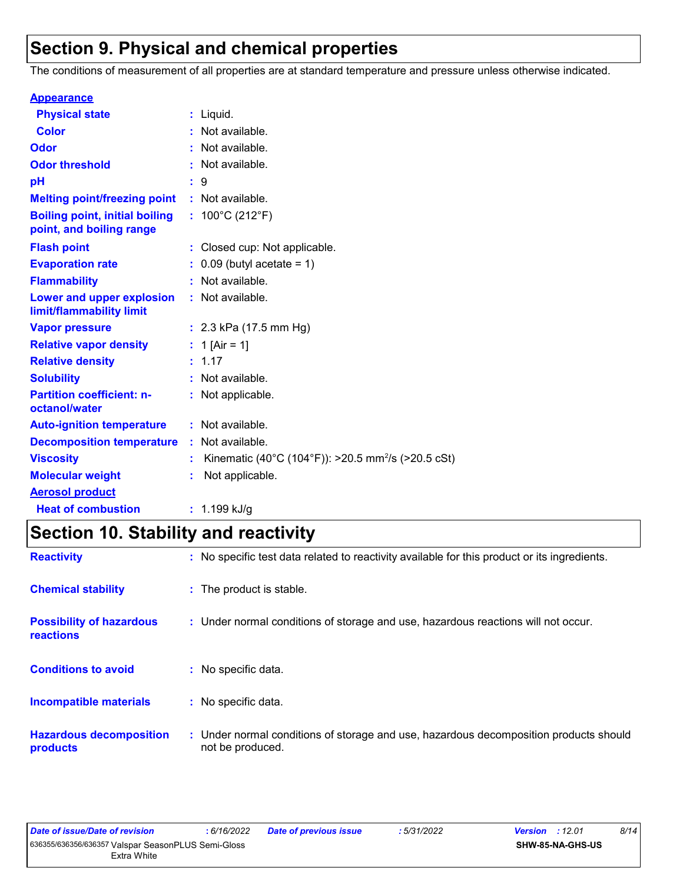## Section 9. Physical and chemical properties

The conditions of measurement of all properties are at standard temperature and pressure unless otherwise indicated.

**Appearance**

| | | |
|---|---|---|
| **Physical state** | : | Liquid. |
| **Color** | : | Not available. |
| **Odor** | : | Not available. |
| **Odor threshold** | : | Not available. |
| **pH** | : | 9 |
| **Melting point/freezing point** | : | Not available. |
| **Boiling point, initial boiling point, and boiling range** | : | 100°C (212°F) |
| **Flash point** | : | Closed cup: Not applicable. |
| **Evaporation rate** | : | 0.09 (butyl acetate = 1) |
| **Flammability** | : | Not available. |
| **Lower and upper explosion limit/flammability limit** | : | Not available. |
| **Vapor pressure** | : | 2.3 kPa (17.5 mm Hg) |
| **Relative vapor density** | : | 1 [Air = 1] |
| **Relative density** | : | 1.17 |
| **Solubility** | : | Not available. |
| **Partition coefficient: n-octanol/water** | : | Not applicable. |
| **Auto-ignition temperature** | : | Not available. |
| **Decomposition temperature** | : | Not available. |
| **Viscosity** | : | Kinematic (40°C (104°F)): >20.5 $mm^2/s$ (>20.5 cSt) |
| **Molecular weight** | : | Not applicable. |

**Aerosol product**

| | | |
|---|---|---|
| **Heat of combustion** | : | 1.199 kJ/g |

## Section 10. Stability and reactivity

| | | |
|---|---|---|
| **Reactivity** | : | No specific test data related to reactivity available for this product or its ingredients. |
| **Chemical stability** | : | The product is stable. |
| **Possibility of hazardous reactions** | : | Under normal conditions of storage and use, hazardous reactions will not occur. |
| **Conditions to avoid** | : | No specific data. |
| **Incompatible materials** | : | No specific data. |
| **Hazardous decomposition products** | : | Under normal conditions of storage and use, hazardous decomposition products should not be produced. |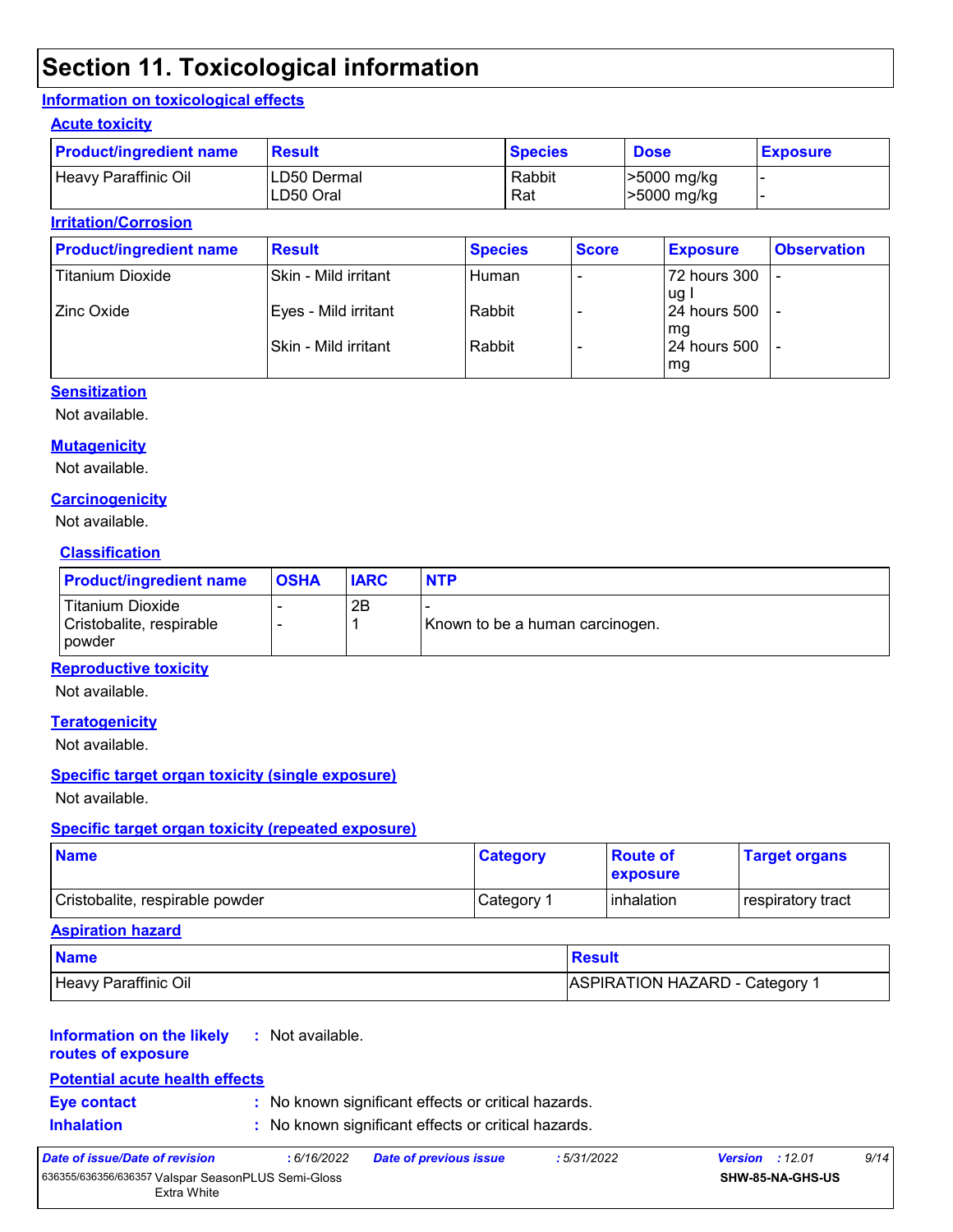# Section 11. Toxicological information

## Information on toxicological effects

### Acute toxicity

| Product/ingredient name | Result | Species | Dose | Exposure |
| --- | --- | --- | --- | --- |
| Heavy Paraffinic Oil | LD50 Dermal | Rabbit | >5000 mg/kg | - |
| | LD50 Oral | Rat | >5000 mg/kg | - |

### Irritation/Corrosion

| Product/ingredient name | Result | Species | Score | Exposure | Observation |
| --- | --- | --- | --- | --- | --- |
| Titanium Dioxide | Skin - Mild irritant | Human | - | 72 hours 300 ug I | - |
| Zinc Oxide | Eyes - Mild irritant | Rabbit | - | 24 hours 500 mg | - |
| | Skin - Mild irritant | Rabbit | - | 24 hours 500 mg | - |

### Sensitization

Not available.

### Mutagenicity

Not available.

### Carcinogenicity

Not available.

### Classification

| Product/ingredient name | OSHA | IARC | NTP |
| --- | --- | --- | --- |
| Titanium Dioxide | - | 2B | - |
| Cristobalite, respirable powder | - | 1 | Known to be a human carcinogen. |

### Reproductive toxicity

Not available.

### Teratogenicity

Not available.

### Specific target organ toxicity (single exposure)

Not available.

### Specific target organ toxicity (repeated exposure)

| Name | Category | Route of exposure | Target organs |
| --- | --- | --- | --- |
| Cristobalite, respirable powder | Category 1 | inhalation | respiratory tract |

### Aspiration hazard

| Name | Result |
| --- | --- |
| Heavy Paraffinic Oil | ASPIRATION HAZARD - Category 1 |

**Information on the likely routes of exposure** : Not available.

### Potential acute health effects

**Eye contact** : No known significant effects or critical hazards.

**Inhalation** : No known significant effects or critical hazards.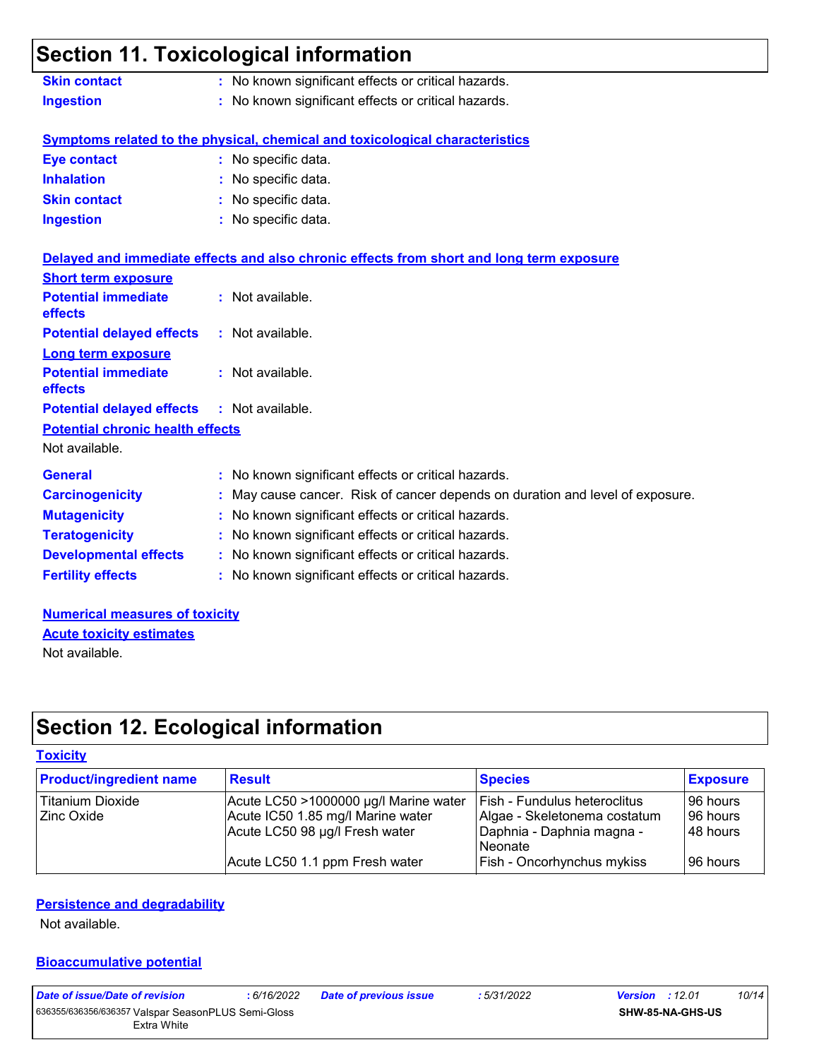## Section 11. Toxicological information

**Skin contact** : No known significant effects or critical hazards.

**Ingestion** : No known significant effects or critical hazards.

**Symptoms related to the physical, chemical and toxicological characteristics**

**Eye contact** : No specific data.

**Inhalation** : No specific data.

**Skin contact** : No specific data.

**Ingestion** : No specific data.

**Delayed and immediate effects and also chronic effects from short and long term exposure**

**Short term exposure**

**Potential immediate effects** : Not available.

**Potential delayed effects** : Not available.

**Long term exposure**

**Potential immediate effects** : Not available.

**Potential delayed effects** : Not available.

**Potential chronic health effects**

Not available.

**General** : No known significant effects or critical hazards.

**Carcinogenicity** : May cause cancer. Risk of cancer depends on duration and level of exposure.

**Mutagenicity** : No known significant effects or critical hazards.

**Teratogenicity** : No known significant effects or critical hazards.

**Developmental effects** : No known significant effects or critical hazards.

**Fertility effects** : No known significant effects or critical hazards.

**Numerical measures of toxicity**

**Acute toxicity estimates**

Not available.

## Section 12. Ecological information

**Toxicity**

| Product/ingredient name | Result | Species | Exposure |
|---|---|---|---|
| Titanium Dioxide | Acute LC50 >1000000 µg/l Marine water | Fish - Fundulus heteroclitus | 96 hours |
| Zinc Oxide | Acute IC50 1.85 mg/l Marine water | Algae - Skeletonema costatum | 96 hours |
| | Acute LC50 98 µg/l Fresh water | Daphnia - Daphnia magna - Neonate | 48 hours |
| | Acute LC50 1.1 ppm Fresh water | Fish - Oncorhynchus mykiss | 96 hours |

**Persistence and degradability**

Not available.

**Bioaccumulative potential**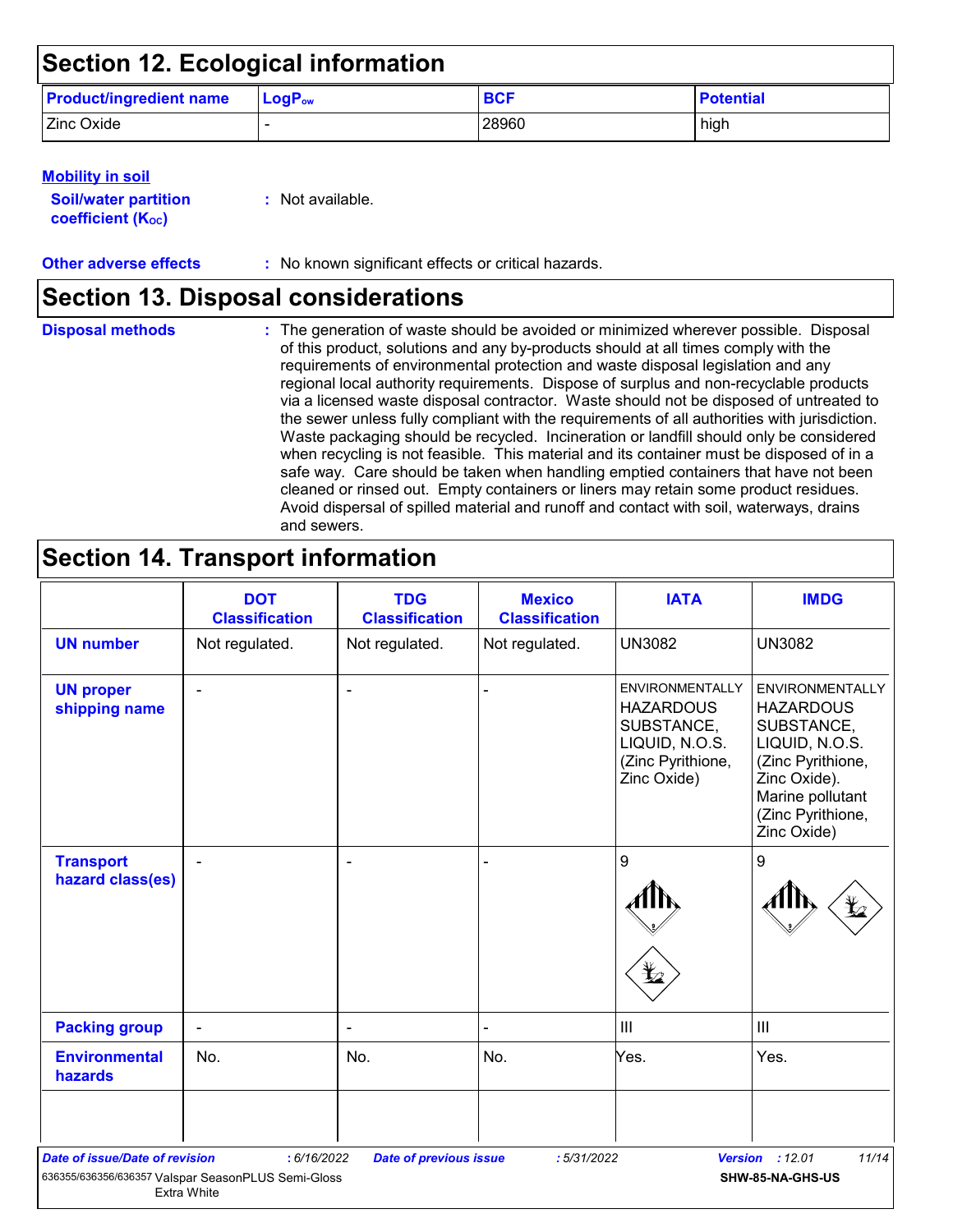## Section 12. Ecological information

| Product/ingredient name | $LogP_{ow}$ | BCF | Potential |
|---|---|---|---|
| Zinc Oxide | - | 28960 | high |

**Mobility in soil**

**Soil/water partition coefficient ($K_{OC}$)** : Not available.

**Other adverse effects** : No known significant effects or critical hazards.

## Section 13. Disposal considerations

**Disposal methods** : The generation of waste should be avoided or minimized wherever possible. Disposal of this product, solutions and any by-products should at all times comply with the requirements of environmental protection and waste disposal legislation and any regional local authority requirements. Dispose of surplus and non-recyclable products via a licensed waste disposal contractor. Waste should not be disposed of untreated to the sewer unless fully compliant with the requirements of all authorities with jurisdiction. Waste packaging should be recycled. Incineration or landfill should only be considered when recycling is not feasible. This material and its container must be disposed of in a safe way. Care should be taken when handling emptied containers that have not been cleaned or rinsed out. Empty containers or liners may retain some product residues. Avoid dispersal of spilled material and runoff and contact with soil, waterways, drains and sewers.

## Section 14. Transport information

| | DOT Classification | TDG Classification | Mexico Classification | IATA | IMDG |
|---|---|---|---|---|---|
| UN number | Not regulated. | Not regulated. | Not regulated. | UN3082 | UN3082 |
| UN proper shipping name | - | - | - | ENVIRONMENTALLY HAZARDOUS SUBSTANCE, LIQUID, N.O.S. (Zinc Pyrithione, Zinc Oxide) | ENVIRONMENTALLY HAZARDOUS SUBSTANCE, LIQUID, N.O.S. (Zinc Pyrithione, Zinc Oxide). Marine pollutant (Zinc Pyrithione, Zinc Oxide) |
| Transport hazard class(es) | - | - | - | 9 | 9 |
| Packing group | - | - | - | III | III |
| Environmental hazards | No. | No. | No. | Yes. | Yes. |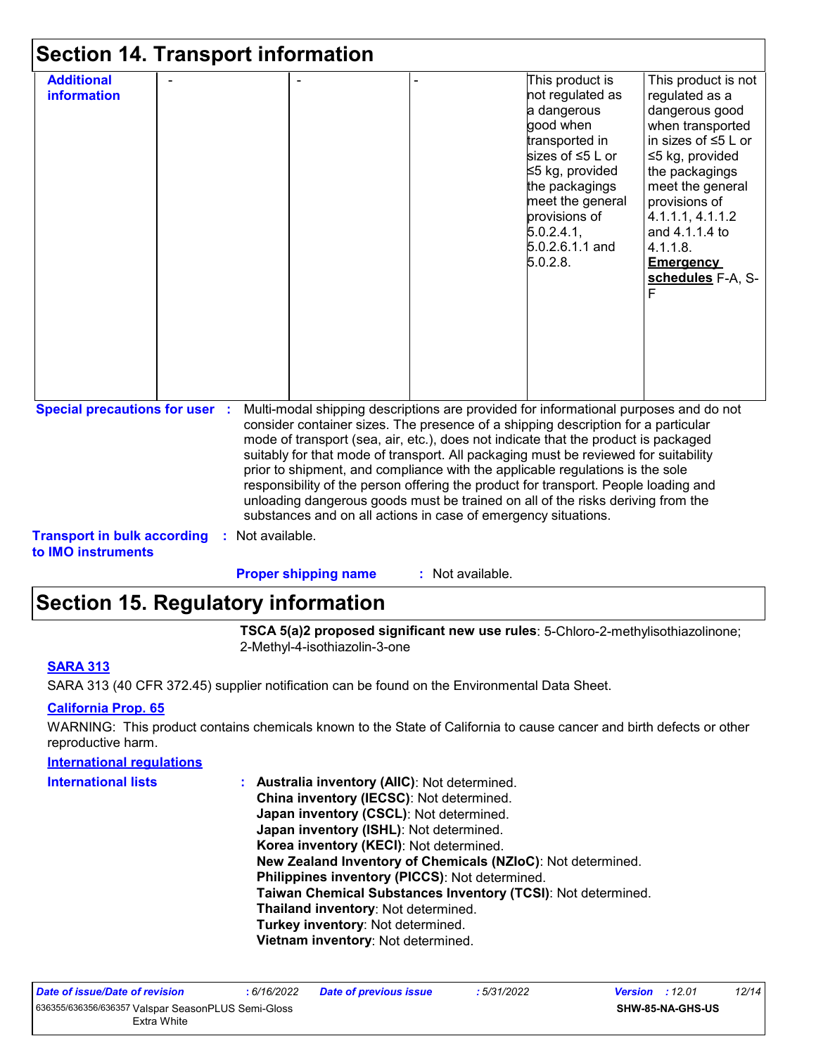## Section 14. Transport information

| | | | | | |
|---|---|---|---|---|---|
| **Additional information** | - | - | - | This product is not regulated as a dangerous good when transported in sizes of ≤5 L or ≤5 kg, provided the packagings meet the general provisions of 5.0.2.4.1, 5.0.2.6.1.1 and 5.0.2.8. | This product is not regulated as a dangerous good when transported in sizes of ≤5 L or ≤5 kg, provided the packagings meet the general provisions of 4.1.1.1, 4.1.1.2 and 4.1.1.4 to 4.1.1.8. **Emergency schedules** F-A, S-F |

**Special precautions for user** : Multi-modal shipping descriptions are provided for informational purposes and do not consider container sizes. The presence of a shipping description for a particular mode of transport (sea, air, etc.), does not indicate that the product is packaged suitably for that mode of transport. All packaging must be reviewed for suitability prior to shipment, and compliance with the applicable regulations is the sole responsibility of the person offering the product for transport. People loading and unloading dangerous goods must be trained on all of the risks deriving from the substances and on all actions in case of emergency situations.

**Transport in bulk according to IMO instruments** : Not available.

**Proper shipping name** : Not available.

## Section 15. Regulatory information

**TSCA 5(a)2 proposed significant new use rules**: 5-Chloro-2-methylisothiazolinone; 2-Methyl-4-isothiazolin-3-one

**SARA 313**

SARA 313 (40 CFR 372.45) supplier notification can be found on the Environmental Data Sheet.

**California Prop. 65**

WARNING: This product contains chemicals known to the State of California to cause cancer and birth defects or other reproductive harm.

**International regulations**

**International lists** :
- **Australia inventory (AIIC)**: Not determined.
- **China inventory (IECSC)**: Not determined.
- **Japan inventory (CSCL)**: Not determined.
- **Japan inventory (ISHL)**: Not determined.
- **Korea inventory (KECI)**: Not determined.
- **New Zealand Inventory of Chemicals (NZIoC)**: Not determined.
- **Philippines inventory (PICCS)**: Not determined.
- **Taiwan Chemical Substances Inventory (TCSI)**: Not determined.
- **Thailand inventory**: Not determined.
- **Turkey inventory**: Not determined.
- **Vietnam inventory**: Not determined.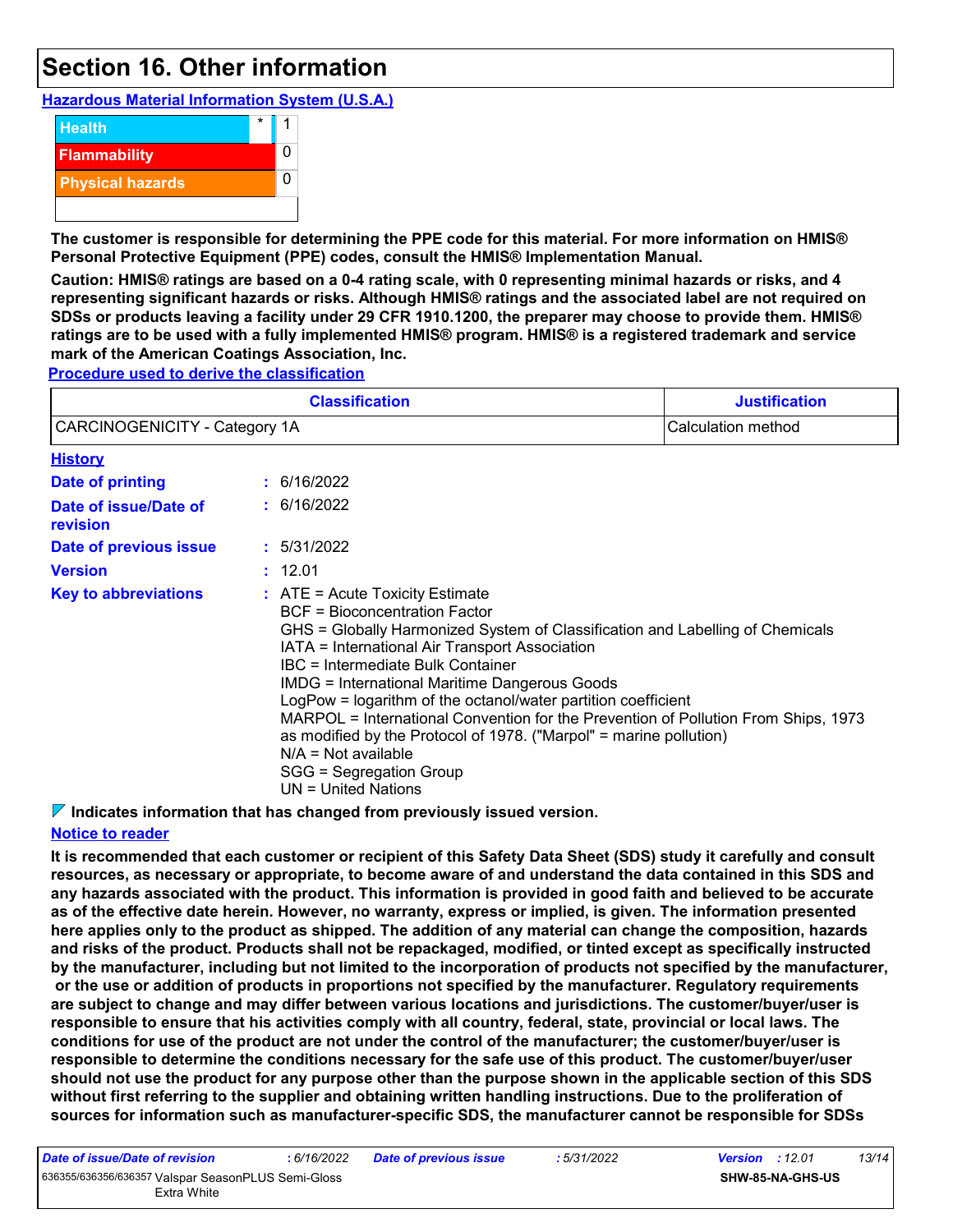# Section 16. Other information

**Hazardous Material Information System (U.S.A.)**

| | | |
|---|---|---|
| Health | * | 1 |
| Flammability | | 0 |
| Physical hazards | | 0 |
| | | |

**The customer is responsible for determining the PPE code for this material. For more information on HMIS® Personal Protective Equipment (PPE) codes, consult the HMIS® Implementation Manual.**

**Caution: HMIS® ratings are based on a 0-4 rating scale, with 0 representing minimal hazards or risks, and 4 representing significant hazards or risks. Although HMIS® ratings and the associated label are not required on SDSs or products leaving a facility under 29 CFR 1910.1200, the preparer may choose to provide them. HMIS® ratings are to be used with a fully implemented HMIS® program. HMIS® is a registered trademark and service mark of the American Coatings Association, Inc.**

**Procedure used to derive the classification**

| Classification | Justification |
|---|---|
| CARCINOGENICITY - Category 1A | Calculation method |

**History**

**Date of printing** : 6/16/2022

**Date of issue/Date of revision** : 6/16/2022

**Date of previous issue** : 5/31/2022

**Version** : 12.01

**Key to abbreviations** :
ATE = Acute Toxicity Estimate
BCF = Bioconcentration Factor
GHS = Globally Harmonized System of Classification and Labelling of Chemicals
IATA = International Air Transport Association
IBC = Intermediate Bulk Container
IMDG = International Maritime Dangerous Goods
LogPow = logarithm of the octanol/water partition coefficient
MARPOL = International Convention for the Prevention of Pollution From Ships, 1973 as modified by the Protocol of 1978. ("Marpol" = marine pollution)
N/A = Not available
SGG = Segregation Group
UN = United Nations

**Indicates information that has changed from previously issued version.**

**Notice to reader**

**It is recommended that each customer or recipient of this Safety Data Sheet (SDS) study it carefully and consult resources, as necessary or appropriate, to become aware of and understand the data contained in this SDS and any hazards associated with the product. This information is provided in good faith and believed to be accurate as of the effective date herein. However, no warranty, express or implied, is given. The information presented here applies only to the product as shipped. The addition of any material can change the composition, hazards and risks of the product. Products shall not be repackaged, modified, or tinted except as specifically instructed by the manufacturer, including but not limited to the incorporation of products not specified by the manufacturer, or the use or addition of products in proportions not specified by the manufacturer. Regulatory requirements are subject to change and may differ between various locations and jurisdictions. The customer/buyer/user is responsible to ensure that his activities comply with all country, federal, state, provincial or local laws. The conditions for use of the product are not under the control of the manufacturer; the customer/buyer/user is responsible to determine the conditions necessary for the safe use of this product. The customer/buyer/user should not use the product for any purpose other than the purpose shown in the applicable section of this SDS without first referring to the supplier and obtaining written handling instructions. Due to the proliferation of sources for information such as manufacturer-specific SDS, the manufacturer cannot be responsible for SDSs**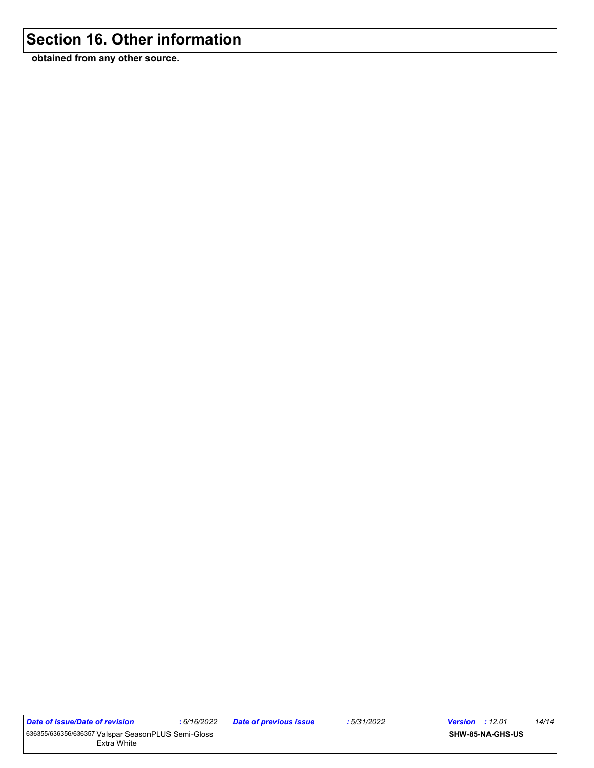# Section 16. Other information

**obtained from any other source.**